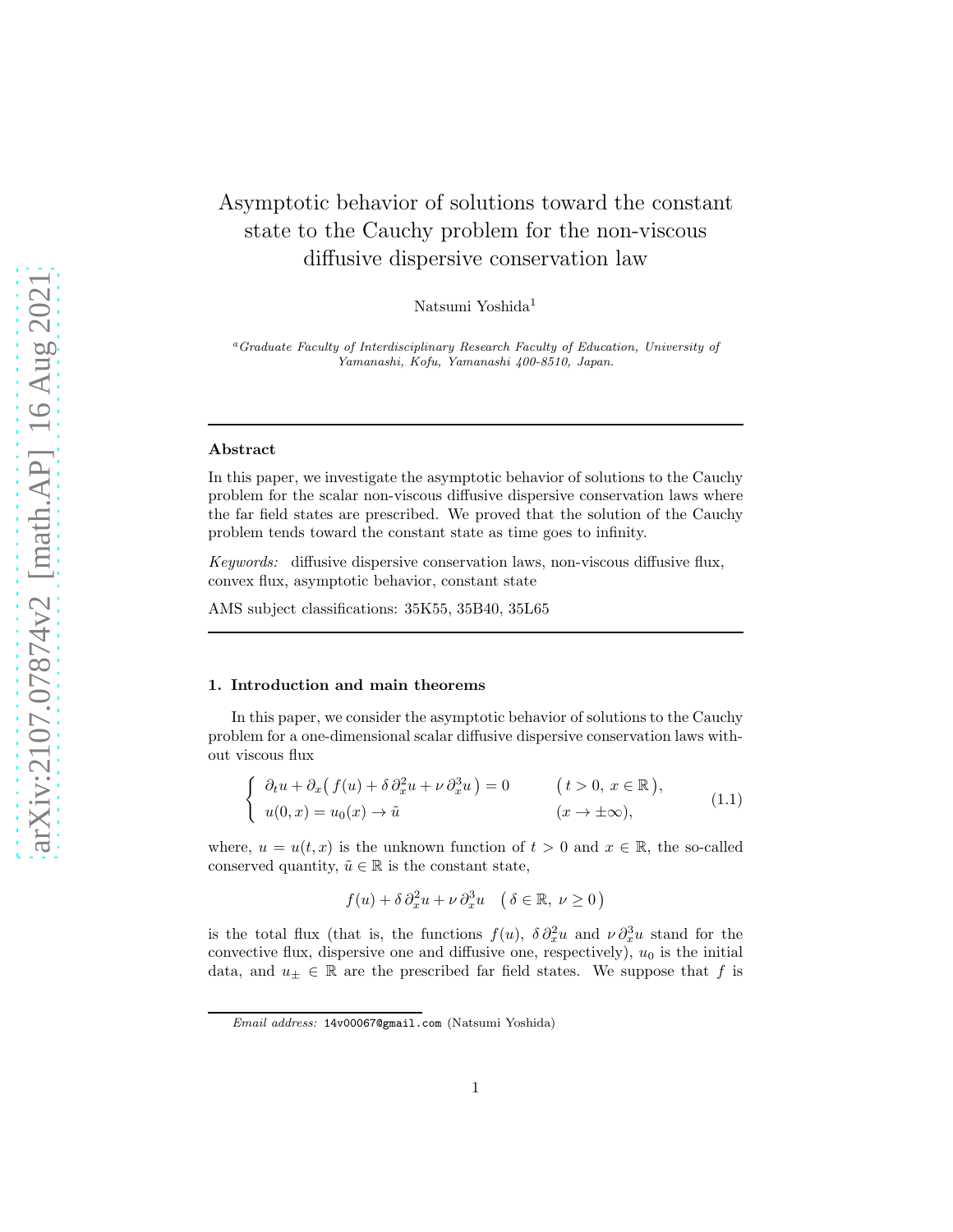# Asymptotic behavior of solutions toward the constant state to the Cauchy problem for the non-viscous diffusive dispersive conservation law

Natsumi Yoshida[1]

[a] *Graduate Faculty of Interdisciplinary Research Faculty of Education, University of Yamanashi, Kofu, Yamanashi 400-8510, Japan.*

---

### Abstract

In this paper, we investigate the asymptotic behavior of solutions to the Cauchy problem for the scalar non-viscous diffusive dispersive conservation laws where the far field states are prescribed. We proved that the solution of the Cauchy problem tends toward the constant state as time goes to infinity.

*Keywords:* diffusive dispersive conservation laws, non-viscous diffusive flux, convex flux, asymptotic behavior, constant state

AMS subject classifications: 35K55, 35B40, 35L65

---

## 1. Introduction and main theorems

In this paper, we consider the asymptotic behavior of solutions to the Cauchy problem for a one-dimensional scalar diffusive dispersive conservation laws without viscous flux

$$
\begin{cases}
\partial_t u + \partial_x \big( f(u) + \delta\, \partial_x^2 u + \nu\, \partial_x^3 u \big) = 0 & \big( t > 0,\ x \in \mathbb{R} \big), \\
u(0,x) = u_0(x) \to \tilde{u} & (x \to \pm\infty),
\end{cases}
\tag{1.1}
$$

where, $u = u(t,x)$ is the unknown function of $t > 0$ and $x \in \mathbb{R}$, the so-called conserved quantity, $\tilde{u} \in \mathbb{R}$ is the constant state,

$$
f(u) + \delta\, \partial_x^2 u + \nu\, \partial_x^3 u \quad \big( \delta \in \mathbb{R},\ \nu \geq 0 \big)
$$

is the total flux (that is, the functions $f(u)$, $\delta\, \partial_x^2 u$ and $\nu\, \partial_x^3 u$ stand for the convective flux, dispersive one and diffusive one, respectively), $u_0$ is the initial data, and $u_\pm \in \mathbb{R}$ are the prescribed far field states. We suppose that $f$ is

---

*Email address:* 14v00067@gmail.com (Natsumi Yoshida)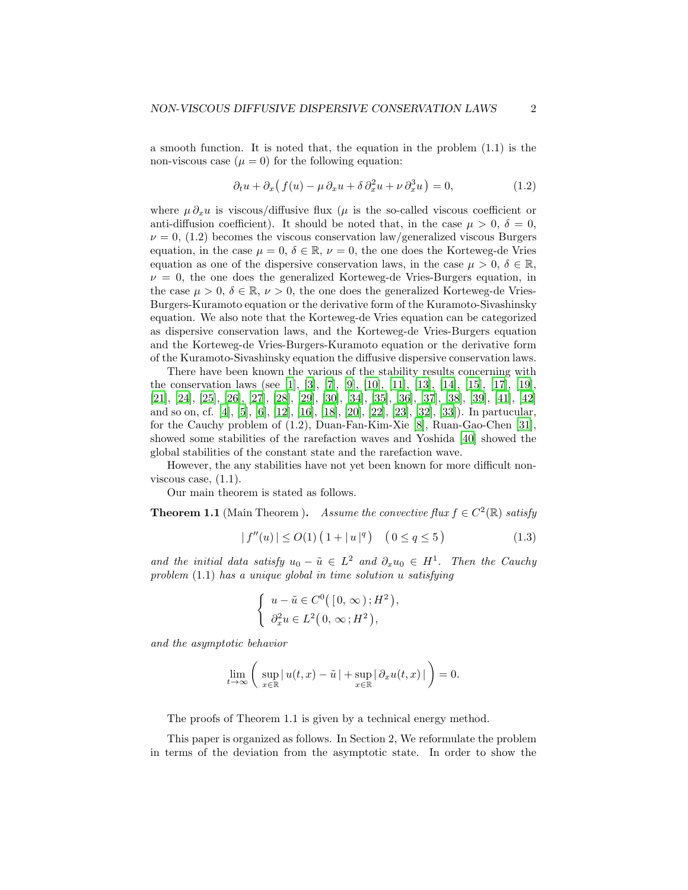a smooth function. It is noted that, the equation in the problem (1.1) is the non-viscous case ($\mu = 0$) for the following equation:

$$\partial_t u + \partial_x \big( f(u) - \mu \, \partial_x u + \delta \, \partial_x^2 u + \nu \, \partial_x^3 u \big) = 0, \tag{1.2}$$

where $\mu \, \partial_x u$ is viscous/diffusive flux ($\mu$ is the so-called viscous coefficient or anti-diffusion coefficient). It should be noted that, in the case $\mu > 0$, $\delta = 0$, $\nu = 0$, (1.2) becomes the viscous conservation law/generalized viscous Burgers equation, in the case $\mu = 0$, $\delta \in \mathbb{R}$, $\nu = 0$, the one does the Korteweg-de Vries equation as one of the dispersive conservation laws, in the case $\mu > 0$, $\delta \in \mathbb{R}$, $\nu = 0$, the one does the generalized Korteweg-de Vries-Burgers equation, in the case $\mu > 0$, $\delta \in \mathbb{R}$, $\nu > 0$, the one does the generalized Korteweg-de Vries-Burgers-Kuramoto equation or the derivative form of the Kuramoto-Sivashinsky equation. We also note that the Korteweg-de Vries equation can be categorized as dispersive conservation laws, and the Korteweg-de Vries-Burgers equation and the Korteweg-de Vries-Burgers-Kuramoto equation or the derivative form of the Kuramoto-Sivashinsky equation the diffusive dispersive conservation laws.

There have been known the various of the stability results concerning with the conservation laws (see [1], [3], [7], [9], [10], [11], [13], [14], [15], [17], [19], [21], [24], [25], [26], [27], [28], [29], [30], [34], [35], [36], [37], [38], [39], [41], [42] and so on, cf. [4], [5], [6], [12], [16], [18], [20], [22], [23], [32], [33]). In partucular, for the Cauchy problem of (1.2), Duan-Fan-Kim-Xie [8], Ruan-Gao-Chen [31], showed some stabilities of the rarefaction waves and Yoshida [40] showed the global stabilities of the constant state and the rarefaction wave.

However, the any stabilities have not yet been known for more difficult non-viscous case, (1.1).

Our main theorem is stated as follows.

**Theorem 1.1** (Main Theorem ). *Assume the convective flux $f \in C^2(\mathbb{R})$ satisfy*

$$|\, f''(u) \,| \leq O(1) \big( 1 + |\, u \,|^q \big) \quad \big( 0 \leq q \leq 5 \big) \tag{1.3}$$

*and the initial data satisfy $u_0 - \tilde{u} \in L^2$ and $\partial_x u_0 \in H^1$. Then the Cauchy problem* (1.1) *has a unique global in time solution $u$ satisfying*

$$\begin{cases} u - \tilde{u} \in C^0\big( [\, 0, \, \infty \,) \, ; H^2 \big), \\ \partial_x^2 u \in L^2\big( 0, \, \infty \, ; H^2 \big), \end{cases}$$

*and the asymptotic behavior*

$$\lim_{t \to \infty} \left( \sup_{x \in \mathbb{R}} |\, u(t,x) - \tilde{u} \,| + \sup_{x \in \mathbb{R}} |\, \partial_x u(t,x) \,| \right) = 0.$$

The proofs of Theorem 1.1 is given by a technical energy method.

This paper is organized as follows. In Section 2, We reformulate the problem in terms of the deviation from the asymptotic state. In order to show the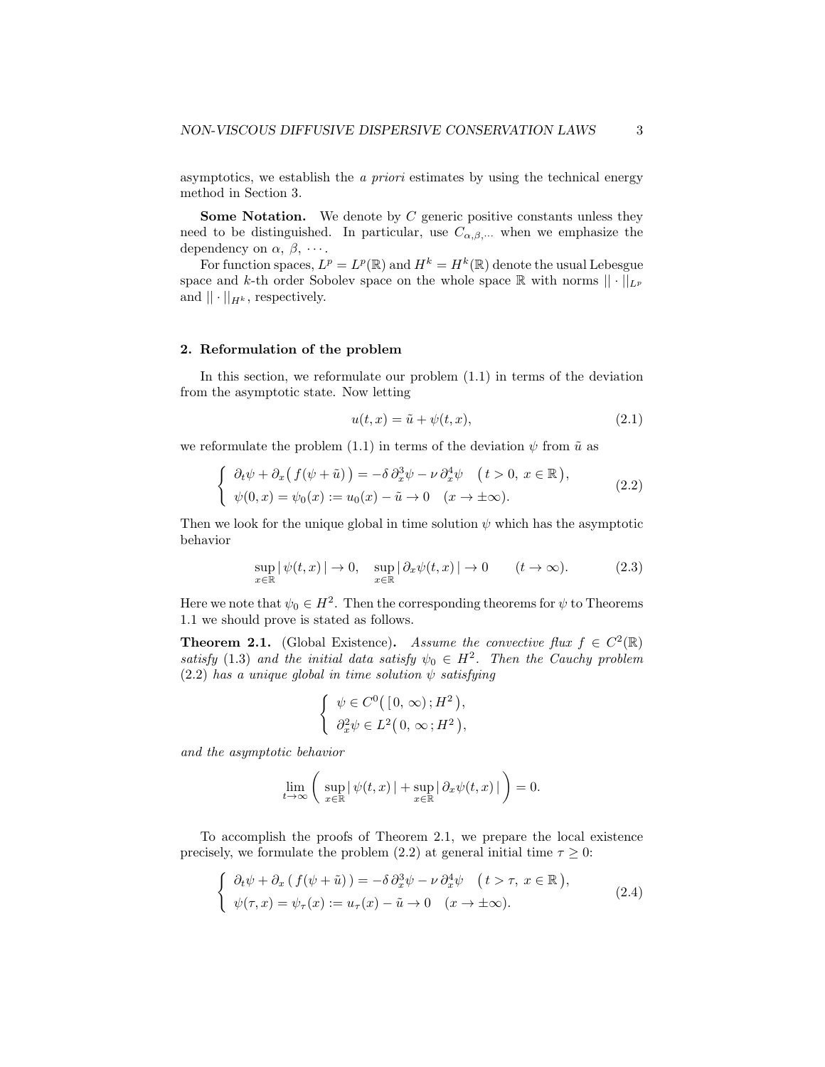asymptotics, we establish the *a priori* estimates by using the technical energy method in Section 3.

**Some Notation.** We denote by $C$ generic positive constants unless they need to be distinguished. In particular, use $C_{\alpha,\beta,\cdots}$ when we emphasize the dependency on $\alpha$, $\beta$, $\cdots$.

For function spaces, $L^p = L^p(\mathbb{R})$ and $H^k = H^k(\mathbb{R})$ denote the usual Lebesgue space and $k$-th order Sobolev space on the whole space $\mathbb{R}$ with norms $||\cdot||_{L^p}$ and $||\cdot||_{H^k}$, respectively.

## 2. Reformulation of the problem

In this section, we reformulate our problem (1.1) in terms of the deviation from the asymptotic state. Now letting

$$u(t,x) = \tilde{u} + \psi(t,x), \tag{2.1}$$

we reformulate the problem (1.1) in terms of the deviation $\psi$ from $\tilde{u}$ as

$$\begin{cases} \partial_t \psi + \partial_x\big(f(\psi + \tilde{u})\big) = -\delta\,\partial_x^3\psi - \nu\,\partial_x^4\psi \quad \big(t>0,\ x \in \mathbb{R}\big), \\ \psi(0,x) = \psi_0(x) := u_0(x) - \tilde{u} \to 0 \quad (x \to \pm\infty). \end{cases} \tag{2.2}$$

Then we look for the unique global in time solution $\psi$ which has the asymptotic behavior

$$\sup_{x\in\mathbb{R}} |\,\psi(t,x)\,| \to 0, \quad \sup_{x\in\mathbb{R}} |\,\partial_x\psi(t,x)\,| \to 0 \qquad (t \to \infty). \tag{2.3}$$

Here we note that $\psi_0 \in H^2$. Then the corresponding theorems for $\psi$ to Theorems 1.1 we should prove is stated as follows.

**Theorem 2.1.** (Global Existence)**.** *Assume the convective flux $f \in C^2(\mathbb{R})$ satisfy (1.3) and the initial data satisfy $\psi_0 \in H^2$. Then the Cauchy problem (2.2) has a unique global in time solution $\psi$ satisfying*

$$\begin{cases} \psi \in C^0\big(\,[\,0,\,\infty)\,;H^2\,\big), \\ \partial_x^2\psi \in L^2\big(\,0,\,\infty\,;H^2\,\big), \end{cases}$$

*and the asymptotic behavior*

$$\lim_{t\to\infty}\left(\,\sup_{x\in\mathbb{R}}|\,\psi(t,x)\,| + \sup_{x\in\mathbb{R}}|\,\partial_x\psi(t,x)\,|\,\right) = 0.$$

To accomplish the proofs of Theorem 2.1, we prepare the local existence precisely, we formulate the problem (2.2) at general initial time $\tau \geq 0$:

$$\begin{cases} \partial_t \psi + \partial_x\,(\,f(\psi + \tilde{u})\,) = -\delta\,\partial_x^3\psi - \nu\,\partial_x^4\psi \quad \big(\,t>\tau,\ x \in \mathbb{R}\,\big), \\ \psi(\tau,x) = \psi_\tau(x) := u_\tau(x) - \tilde{u} \to 0 \quad (x \to \pm\infty). \end{cases} \tag{2.4}$$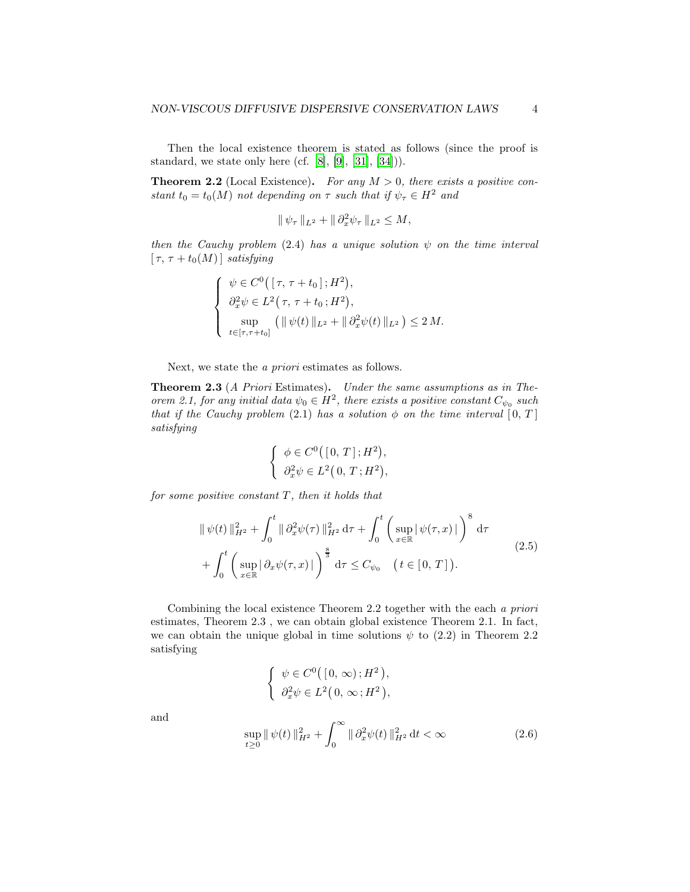Then the local existence theorem is stated as follows (since the proof is standard, we state only here (cf. [8], [9], [31], [34])).

**Theorem 2.2** (Local Existence)**.** *For any $M > 0$, there exists a positive constant $t_0 = t_0(M)$ not depending on $\tau$ such that if $\psi_\tau \in H^2$ and*

$$\| \psi_\tau \|_{L^2} + \| \partial_x^2 \psi_\tau \|_{L^2} \leq M,$$

*then the Cauchy problem* (2.4) *has a unique solution $\psi$ on the time interval $[\,\tau,\, \tau + t_0(M)\,]$ satisfying*

$$\begin{cases} \psi \in C^0\big( [\,\tau,\, \tau + t_0\,] \,; H^2 \big), \\ \partial_x^2 \psi \in L^2\big( \tau,\, \tau + t_0 \,; H^2 \big), \\ \sup\limits_{t \in [\tau, \tau + t_0]} \big( \| \psi(t) \|_{L^2} + \| \partial_x^2 \psi(t) \|_{L^2} \big) \leq 2\, M. \end{cases}$$

Next, we state the *a priori* estimates as follows.

**Theorem 2.3** (*A Priori* Estimates)**.** *Under the same assumptions as in Theorem 2.1, for any initial data $\psi_0 \in H^2$, there exists a positive constant $C_{\psi_0}$ such that if the Cauchy problem* (2.1) *has a solution $\phi$ on the time interval $[\,0,\, T\,]$ satisfying*

$$\begin{cases} \phi \in C^0\big( [\,0,\, T\,] \,; H^2 \big), \\ \partial_x^2 \psi \in L^2\big( 0,\, T \,; H^2 \big), \end{cases}$$

*for some positive constant $T$, then it holds that*

$$\begin{aligned} &\| \psi(t) \|_{H^2}^2 + \int_0^t \| \partial_x^2 \psi(\tau) \|_{H^2}^2 \, \mathrm{d}\tau + \int_0^t \left( \sup_{x \in \mathbb{R}} | \psi(\tau, x) | \right)^8 \mathrm{d}\tau \\ &+ \int_0^t \left( \sup_{x \in \mathbb{R}} | \partial_x \psi(\tau, x) | \right)^{\frac{8}{3}} \mathrm{d}\tau \leq C_{\psi_0} \quad \big( t \in [\,0,\, T\,] \big). \end{aligned} \tag{2.5}$$

Combining the local existence Theorem 2.2 together with the each *a priori* estimates, Theorem 2.3 , we can obtain global existence Theorem 2.1. In fact, we can obtain the unique global in time solutions $\psi$ to (2.2) in Theorem 2.2 satisfying

$$\begin{cases} \psi \in C^0\big( [\,0,\, \infty) \,; H^2 \,\big), \\ \partial_x^2 \psi \in L^2\big( 0,\, \infty \,; H^2 \,\big), \end{cases}$$

and

$$\sup_{t \geq 0} \| \psi(t) \|_{H^2}^2 + \int_0^\infty \| \partial_x^2 \psi(t) \|_{H^2}^2 \, \mathrm{d}t < \infty \tag{2.6}$$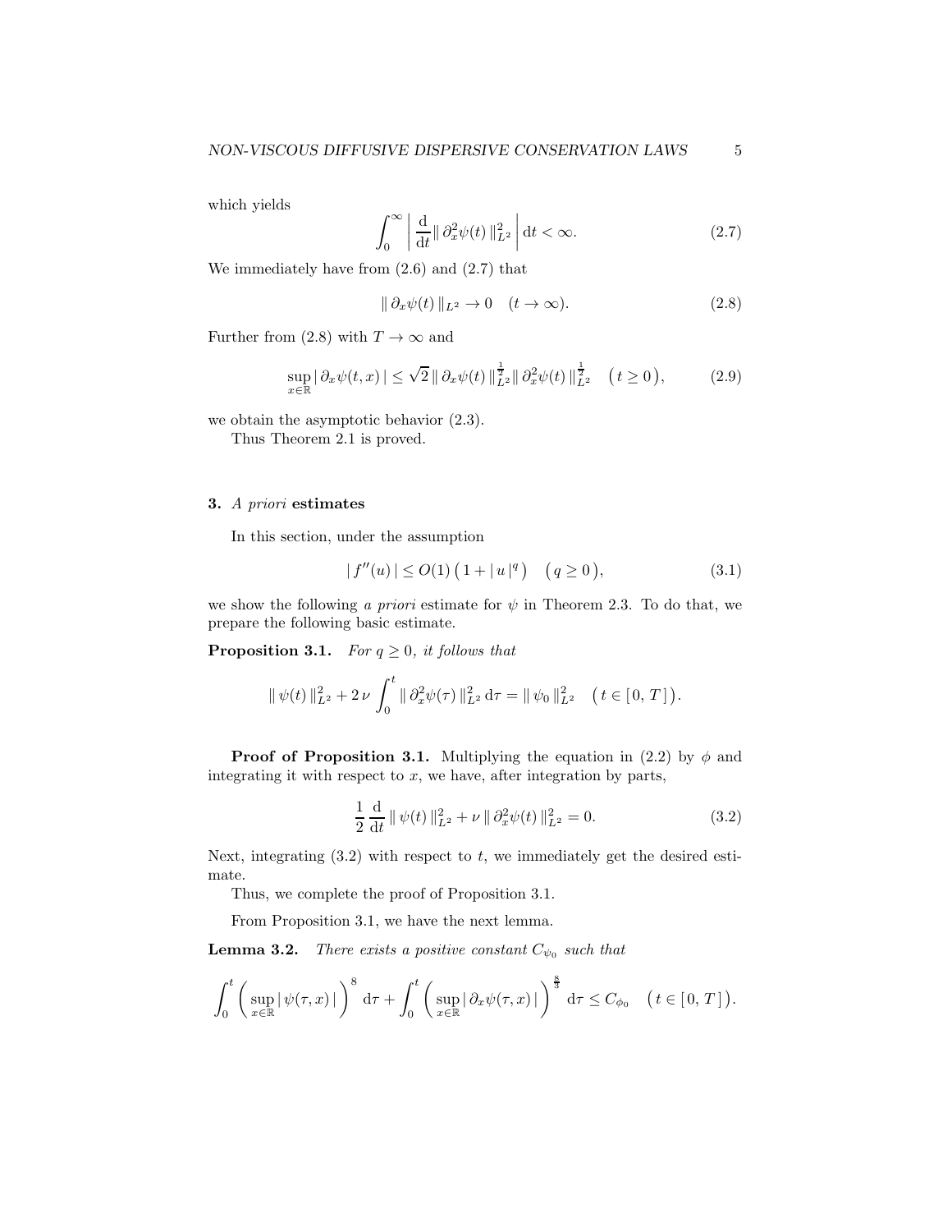which yields

$$\int_0^\infty \left| \frac{\mathrm{d}}{\mathrm{d}t} \| \partial_x^2 \psi(t) \|_{L^2}^2 \right| \mathrm{d}t < \infty. \tag{2.7}$$

We immediately have from (2.6) and (2.7) that

$$\| \partial_x \psi(t) \|_{L^2} \to 0 \quad (t \to \infty). \tag{2.8}$$

Further from (2.8) with $T \to \infty$ and

$$\sup_{x \in \mathbb{R}} | \partial_x \psi(t,x) | \leq \sqrt{2} \, \| \partial_x \psi(t) \|_{L^2}^{\frac{1}{2}} \| \partial_x^2 \psi(t) \|_{L^2}^{\frac{1}{2}} \quad \big( t \geq 0 \big), \tag{2.9}$$

we obtain the asymptotic behavior (2.3).

Thus Theorem 2.1 is proved.

## 3. *A priori* estimates

In this section, under the assumption

$$| f''(u) | \leq O(1) \left( 1 + | u |^q \right) \quad \big( q \geq 0 \big), \tag{3.1}$$

we show the following *a priori* estimate for $\psi$ in Theorem 2.3. To do that, we prepare the following basic estimate.

**Proposition 3.1.** *For $q \geq 0$, it follows that*

$$\| \psi(t) \|_{L^2}^2 + 2 \, \nu \int_0^t \| \partial_x^2 \psi(\tau) \|_{L^2}^2 \, \mathrm{d}\tau = \| \psi_0 \|_{L^2}^2 \quad \big( t \in [\, 0, \, T \,] \big).$$

**Proof of Proposition 3.1.** Multiplying the equation in (2.2) by $\phi$ and integrating it with respect to $x$, we have, after integration by parts,

$$\frac{1}{2} \frac{\mathrm{d}}{\mathrm{d}t} \| \psi(t) \|_{L^2}^2 + \nu \, \| \partial_x^2 \psi(t) \|_{L^2}^2 = 0. \tag{3.2}$$

Next, integrating (3.2) with respect to $t$, we immediately get the desired estimate.

Thus, we complete the proof of Proposition 3.1.

From Proposition 3.1, we have the next lemma.

**Lemma 3.2.** *There exists a positive constant $C_{\psi_0}$ such that*

$$\int_0^t \left( \sup_{x \in \mathbb{R}} | \psi(\tau, x) | \right)^8 \mathrm{d}\tau + \int_0^t \left( \sup_{x \in \mathbb{R}} | \partial_x \psi(\tau, x) | \right)^{\frac{8}{3}} \mathrm{d}\tau \leq C_{\phi_0} \quad \big( t \in [\, 0, \, T \,] \big).$$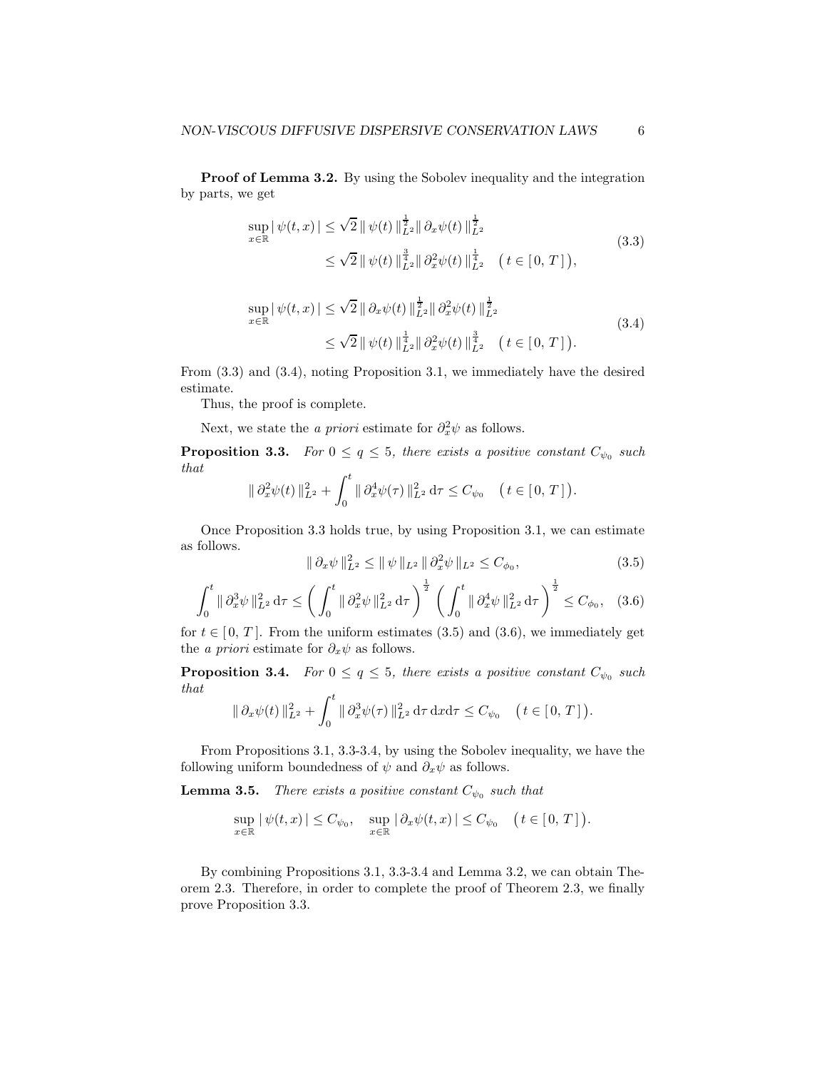**Proof of Lemma 3.2.** By using the Sobolev inequality and the integration by parts, we get

$$
\begin{aligned}
\sup_{x\in\mathbb{R}} |\, \psi(t,x)\,| &\leq \sqrt{2}\, \|\, \psi(t)\, \|_{L^2}^{\frac{1}{2}} \|\, \partial_x \psi(t)\, \|_{L^2}^{\frac{1}{2}} \\
&\leq \sqrt{2}\, \|\, \psi(t)\, \|_{L^2}^{\frac{3}{4}} \|\, \partial_x^2 \psi(t)\, \|_{L^2}^{\frac{1}{4}} \quad \big(\, t \in [\,0,\, T\,]\big),
\end{aligned}
\tag{3.3}
$$

$$
\begin{aligned}
\sup_{x\in\mathbb{R}} |\, \psi(t,x)\,| &\leq \sqrt{2}\, \|\, \partial_x \psi(t)\, \|_{L^2}^{\frac{1}{2}} \|\, \partial_x^2 \psi(t)\, \|_{L^2}^{\frac{1}{2}} \\
&\leq \sqrt{2}\, \|\, \psi(t)\, \|_{L^2}^{\frac{1}{4}} \|\, \partial_x^2 \psi(t)\, \|_{L^2}^{\frac{3}{4}} \quad \big(\, t \in [\,0,\, T\,]\big).
\end{aligned}
\tag{3.4}
$$

From (3.3) and (3.4), noting Proposition 3.1, we immediately have the desired estimate.

Thus, the proof is complete.

Next, we state the *a priori* estimate for $\partial_x^2 \psi$ as follows.

**Proposition 3.3.** *For $0 \leq q \leq 5$, there exists a positive constant $C_{\psi_0}$ such that*

$$
\|\, \partial_x^2 \psi(t)\, \|_{L^2}^2 + \int_0^t \|\, \partial_x^4 \psi(\tau)\, \|_{L^2}^2 \, \mathrm{d}\tau \leq C_{\psi_0} \quad \big(\, t \in [\,0,\, T\,]\big).
$$

Once Proposition 3.3 holds true, by using Proposition 3.1, we can estimate as follows.

$$
\|\, \partial_x \psi\, \|_{L^2}^2 \leq \|\, \psi\, \|_{L^2} \|\, \partial_x^2 \psi\, \|_{L^2} \leq C_{\phi_0}, \tag{3.5}
$$

$$
\int_0^t \|\, \partial_x^3 \psi\, \|_{L^2}^2 \, \mathrm{d}\tau \leq \left( \int_0^t \|\, \partial_x^2 \psi\, \|_{L^2}^2 \, \mathrm{d}\tau \right)^{\frac{1}{2}} \left( \int_0^t \|\, \partial_x^4 \psi\, \|_{L^2}^2 \, \mathrm{d}\tau \right)^{\frac{1}{2}} \leq C_{\phi_0}, \tag{3.6}
$$

for $t \in [\,0,\, T\,]$. From the uniform estimates (3.5) and (3.6), we immediately get the *a priori* estimate for $\partial_x \psi$ as follows.

**Proposition 3.4.** *For $0 \leq q \leq 5$, there exists a positive constant $C_{\psi_0}$ such that*

$$
\|\, \partial_x \psi(t)\, \|_{L^2}^2 + \int_0^t \|\, \partial_x^3 \psi(\tau)\, \|_{L^2}^2 \, \mathrm{d}\tau \, \mathrm{d}x \mathrm{d}\tau \leq C_{\psi_0} \quad \big(\, t \in [\,0,\, T\,]\big).
$$

From Propositions 3.1, 3.3-3.4, by using the Sobolev inequality, we have the following uniform boundedness of $\psi$ and $\partial_x \psi$ as follows.

**Lemma 3.5.** *There exists a positive constant $C_{\psi_0}$ such that*

$$
\sup_{x\in\mathbb{R}} |\, \psi(t,x)\,| \leq C_{\psi_0}, \quad \sup_{x\in\mathbb{R}} |\, \partial_x \psi(t,x)\,| \leq C_{\psi_0} \quad \big(\, t \in [\,0,\, T\,]\big).
$$

By combining Propositions 3.1, 3.3-3.4 and Lemma 3.2, we can obtain Theorem 2.3. Therefore, in order to complete the proof of Theorem 2.3, we finally prove Proposition 3.3.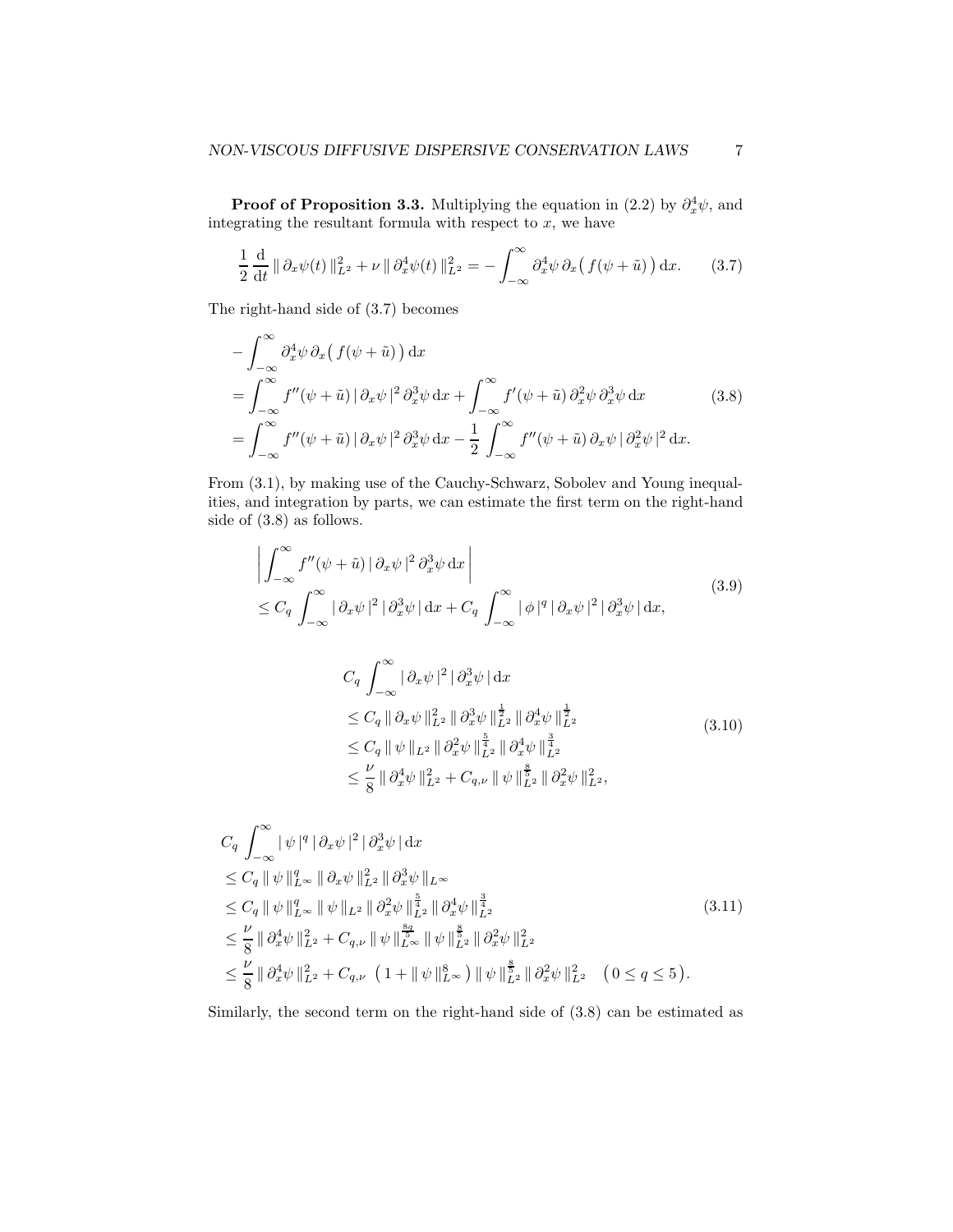**Proof of Proposition 3.3.** Multiplying the equation in (2.2) by $\partial_x^4 \psi$, and integrating the resultant formula with respect to $x$, we have

$$\frac{1}{2}\frac{\mathrm{d}}{\mathrm{d}t}\,\|\,\partial_x\psi(t)\,\|_{L^2}^2 + \nu\,\|\,\partial_x^4\psi(t)\,\|_{L^2}^2 = -\int_{-\infty}^{\infty}\partial_x^4\psi\,\partial_x\big(\,f(\psi+\tilde{u})\,\big)\,\mathrm{d}x. \tag{3.7}$$

The right-hand side of (3.7) becomes

$$\begin{aligned}
&-\int_{-\infty}^{\infty}\partial_x^4\psi\,\partial_x\big(\,f(\psi+\tilde{u})\,\big)\,\mathrm{d}x \\
&=\int_{-\infty}^{\infty}f''(\psi+\tilde{u})\,|\,\partial_x\psi\,|^2\,\partial_x^3\psi\,\mathrm{d}x + \int_{-\infty}^{\infty}f'(\psi+\tilde{u})\,\partial_x^2\psi\,\partial_x^3\psi\,\mathrm{d}x \\
&=\int_{-\infty}^{\infty}f''(\psi+\tilde{u})\,|\,\partial_x\psi\,|^2\,\partial_x^3\psi\,\mathrm{d}x - \frac{1}{2}\int_{-\infty}^{\infty}f''(\psi+\tilde{u})\,\partial_x\psi\,|\,\partial_x^2\psi\,|^2\,\mathrm{d}x.
\end{aligned} \tag{3.8}$$

From (3.1), by making use of the Cauchy-Schwarz, Sobolev and Young inequalities, and integration by parts, we can estimate the first term on the right-hand side of (3.8) as follows.

$$\begin{aligned}
&\left|\int_{-\infty}^{\infty}f''(\psi+\tilde{u})\,|\,\partial_x\psi\,|^2\,\partial_x^3\psi\,\mathrm{d}x\right| \\
&\le C_q\int_{-\infty}^{\infty}|\,\partial_x\psi\,|^2\,|\,\partial_x^3\psi\,|\,\mathrm{d}x + C_q\int_{-\infty}^{\infty}|\,\phi\,|^q\,|\,\partial_x\psi\,|^2\,|\,\partial_x^3\psi\,|\,\mathrm{d}x,
\end{aligned} \tag{3.9}$$

$$\begin{aligned}
&C_q\int_{-\infty}^{\infty}|\,\partial_x\psi\,|^2\,|\,\partial_x^3\psi\,|\,\mathrm{d}x \\
&\le C_q\,\|\,\partial_x\psi\,\|_{L^2}^2\,\|\,\partial_x^3\psi\,\|_{L^2}^{\frac{1}{2}}\,\|\,\partial_x^4\psi\,\|_{L^2}^{\frac{1}{2}} \\
&\le C_q\,\|\,\psi\,\|_{L^2}\,\|\,\partial_x^2\psi\,\|_{L^2}^{\frac{5}{4}}\,\|\,\partial_x^4\psi\,\|_{L^2}^{\frac{3}{4}} \\
&\le \frac{\nu}{8}\,\|\,\partial_x^4\psi\,\|_{L^2}^2 + C_{q,\nu}\,\|\,\psi\,\|_{L^2}^{\frac{8}{5}}\,\|\,\partial_x^2\psi\,\|_{L^2}^2,
\end{aligned} \tag{3.10}$$

$$\begin{aligned}
&C_q\int_{-\infty}^{\infty}|\,\psi\,|^q\,|\,\partial_x\psi\,|^2\,|\,\partial_x^3\psi\,|\,\mathrm{d}x \\
&\le C_q\,\|\,\psi\,\|_{L^\infty}^q\,\|\,\partial_x\psi\,\|_{L^2}^2\,\|\,\partial_x^3\psi\,\|_{L^\infty} \\
&\le C_q\,\|\,\psi\,\|_{L^\infty}^q\,\|\,\psi\,\|_{L^2}\,\|\,\partial_x^2\psi\,\|_{L^2}^{\frac{5}{4}}\,\|\,\partial_x^4\psi\,\|_{L^2}^{\frac{3}{4}} \\
&\le \frac{\nu}{8}\,\|\,\partial_x^4\psi\,\|_{L^2}^2 + C_{q,\nu}\,\|\,\psi\,\|_{L^\infty}^{\frac{8q}{5}}\,\|\,\psi\,\|_{L^2}^{\frac{8}{5}}\,\|\,\partial_x^2\psi\,\|_{L^2}^2 \\
&\le \frac{\nu}{8}\,\|\,\partial_x^4\psi\,\|_{L^2}^2 + C_{q,\nu}\,\big(\,1+\|\,\psi\,\|_{L^\infty}^8\,\big)\,\|\,\psi\,\|_{L^2}^{\frac{8}{5}}\,\|\,\partial_x^2\psi\,\|_{L^2}^2 \quad \big(0\le q\le 5\big).
\end{aligned} \tag{3.11}$$

Similarly, the second term on the right-hand side of (3.8) can be estimated as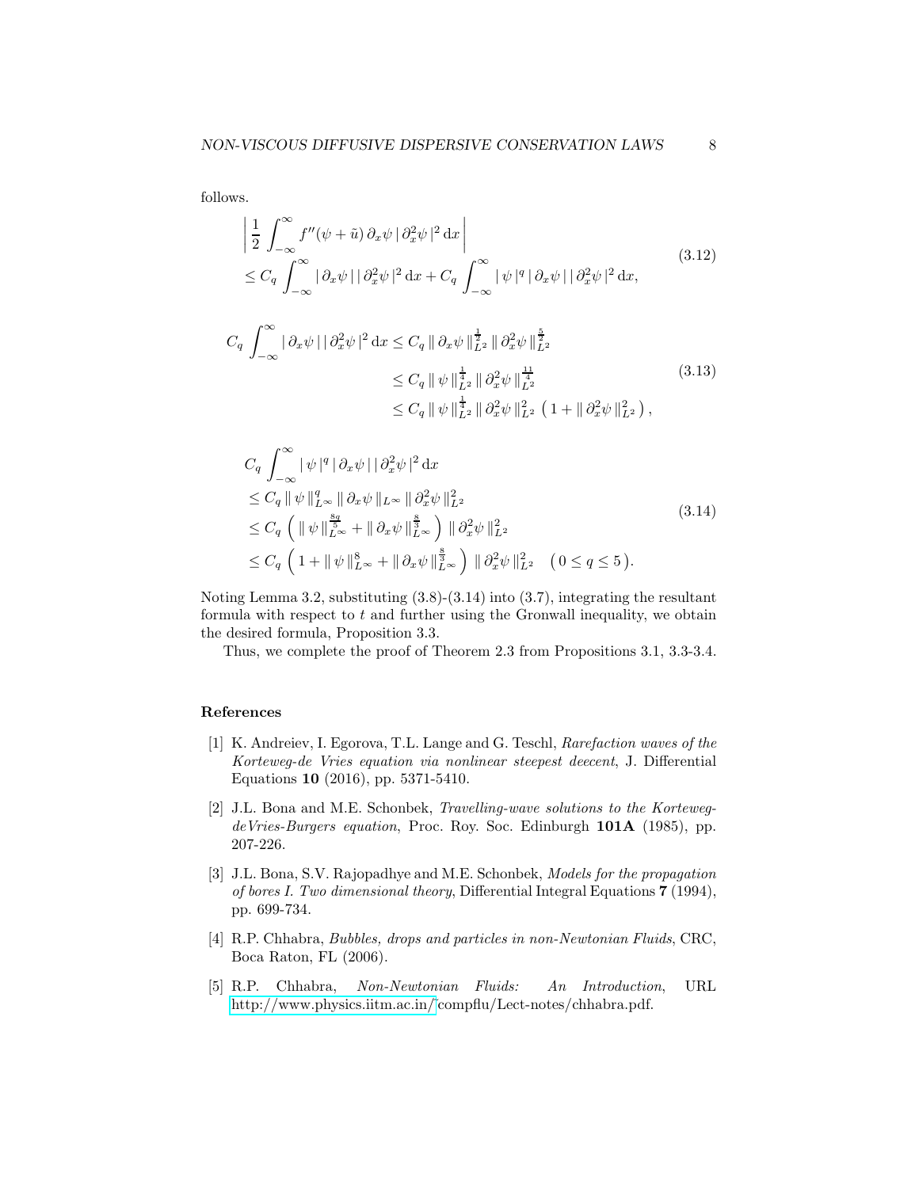follows.

$$
\begin{aligned}
&\left| \frac{1}{2} \int_{-\infty}^{\infty} f''(\psi + \tilde{u})\, \partial_x \psi \,|\, \partial_x^2 \psi \,|^2 \, \mathrm{d}x \right| \\
&\leq C_q \int_{-\infty}^{\infty} |\, \partial_x \psi \,|\, |\, \partial_x^2 \psi \,|^2 \, \mathrm{d}x + C_q \int_{-\infty}^{\infty} |\, \psi \,|^q \,|\, \partial_x \psi \,|\, |\, \partial_x^2 \psi \,|^2 \, \mathrm{d}x,
\end{aligned}
\tag{3.12}
$$

$$
\begin{aligned}
C_q \int_{-\infty}^{\infty} |\, \partial_x \psi \,|\, |\, \partial_x^2 \psi \,|^2 \, \mathrm{d}x &\leq C_q \,\|\, \partial_x \psi \,\|_{L^2}^{\frac{1}{2}} \,\|\, \partial_x^2 \psi \,\|_{L^2}^{\frac{5}{2}} \\
&\leq C_q \,\|\, \psi \,\|_{L^2}^{\frac{1}{4}} \,\|\, \partial_x^2 \psi \,\|_{L^2}^{\frac{11}{4}} \\
&\leq C_q \,\|\, \psi \,\|_{L^2}^{\frac{1}{4}} \,\|\, \partial_x^2 \psi \,\|_{L^2}^{2} \left( 1 + \|\, \partial_x^2 \psi \,\|_{L^2}^2 \right),
\end{aligned}
\tag{3.13}
$$

$$
\begin{aligned}
&C_q \int_{-\infty}^{\infty} |\, \psi \,|^q \,|\, \partial_x \psi \,|\, |\, \partial_x^2 \psi \,|^2 \, \mathrm{d}x \\
&\leq C_q \,\|\, \psi \,\|_{L^\infty}^q \,\|\, \partial_x \psi \,\|_{L^\infty} \,\|\, \partial_x^2 \psi \,\|_{L^2}^2 \\
&\leq C_q \left( \|\, \psi \,\|_{L^\infty}^{\frac{8q}{5}} + \|\, \partial_x \psi \,\|_{L^\infty}^{\frac{8}{3}} \right) \|\, \partial_x^2 \psi \,\|_{L^2}^2 \\
&\leq C_q \left( 1 + \|\, \psi \,\|_{L^\infty}^{8} + \|\, \partial_x \psi \,\|_{L^\infty}^{\frac{8}{3}} \right) \|\, \partial_x^2 \psi \,\|_{L^2}^2 \quad \big( 0 \leq q \leq 5 \big).
\end{aligned}
\tag{3.14}
$$

Noting Lemma 3.2, substituting (3.8)-(3.14) into (3.7), integrating the resultant formula with respect to $t$ and further using the Gronwall inequality, we obtain the desired formula, Proposition 3.3.

Thus, we complete the proof of Theorem 2.3 from Propositions 3.1, 3.3-3.4.

## References

[1] K. Andreiev, I. Egorova, T.L. Lange and G. Teschl, *Rarefaction waves of the Korteweg-de Vries equation via nonlinear steepest deecent*, J. Differential Equations **10** (2016), pp. 5371-5410.

[2] J.L. Bona and M.E. Schonbek, *Travelling-wave solutions to the Korteweg-deVries-Burgers equation*, Proc. Roy. Soc. Edinburgh **101A** (1985), pp. 207-226.

[3] J.L. Bona, S.V. Rajopadhye and M.E. Schonbek, *Models for the propagation of bores I. Two dimensional theory*, Differential Integral Equations **7** (1994), pp. 699-734.

[4] R.P. Chhabra, *Bubbles, drops and particles in non-Newtonian Fluids*, CRC, Boca Raton, FL (2006).

[5] R.P. Chhabra, *Non-Newtonian Fluids: An Introduction*, URL http://www.physics.iitm.ac.in/~compflu/Lect-notes/chhabra.pdf.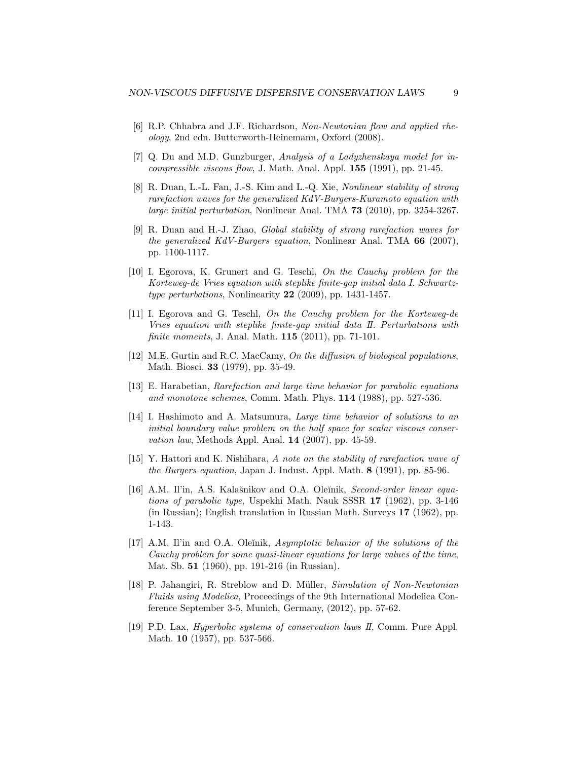[6] R.P. Chhabra and J.F. Richardson, *Non-Newtonian flow and applied rheology*, 2nd edn. Butterworth-Heinemann, Oxford (2008).

[7] Q. Du and M.D. Gunzburger, *Analysis of a Ladyzhenskaya model for incompressible viscous flow*, J. Math. Anal. Appl. **155** (1991), pp. 21-45.

[8] R. Duan, L.-L. Fan, J.-S. Kim and L.-Q. Xie, *Nonlinear stability of strong rarefaction waves for the generalized KdV-Burgers-Kuramoto equation with large initial perturbation*, Nonlinear Anal. TMA **73** (2010), pp. 3254-3267.

[9] R. Duan and H.-J. Zhao, *Global stability of strong rarefaction waves for the generalized KdV-Burgers equation*, Nonlinear Anal. TMA **66** (2007), pp. 1100-1117.

[10] I. Egorova, K. Grunert and G. Teschl, *On the Cauchy problem for the Korteweg-de Vries equation with steplike finite-gap initial data I. Schwartz-type perturbations*, Nonlinearity **22** (2009), pp. 1431-1457.

[11] I. Egorova and G. Teschl, *On the Cauchy problem for the Korteweg-de Vries equation with steplike finite-gap initial data II. Perturbations with finite moments*, J. Anal. Math. **115** (2011), pp. 71-101.

[12] M.E. Gurtin and R.C. MacCamy, *On the diffusion of biological populations*, Math. Biosci. **33** (1979), pp. 35-49.

[13] E. Harabetian, *Rarefaction and large time behavior for parabolic equations and monotone schemes*, Comm. Math. Phys. **114** (1988), pp. 527-536.

[14] I. Hashimoto and A. Matsumura, *Large time behavior of solutions to an initial boundary value problem on the half space for scalar viscous conservation law*, Methods Appl. Anal. **14** (2007), pp. 45-59.

[15] Y. Hattori and K. Nishihara, *A note on the stability of rarefaction wave of the Burgers equation*, Japan J. Indust. Appl. Math. **8** (1991), pp. 85-96.

[16] A.M. Il'in, A.S. Kalašnikov and O.A. Oleĭnik, *Second-order linear equations of parabolic type*, Uspekhi Math. Nauk SSSR **17** (1962), pp. 3-146 (in Russian); English translation in Russian Math. Surveys **17** (1962), pp. 1-143.

[17] A.M. Il'in and O.A. Oleĭnik, *Asymptotic behavior of the solutions of the Cauchy problem for some quasi-linear equations for large values of the time*, Mat. Sb. **51** (1960), pp. 191-216 (in Russian).

[18] P. Jahangiri, R. Streblow and D. Müller, *Simulation of Non-Newtonian Fluids using Modelica*, Proceedings of the 9th International Modelica Conference September 3-5, Munich, Germany, (2012), pp. 57-62.

[19] P.D. Lax, *Hyperbolic systems of conservation laws II*, Comm. Pure Appl. Math. **10** (1957), pp. 537-566.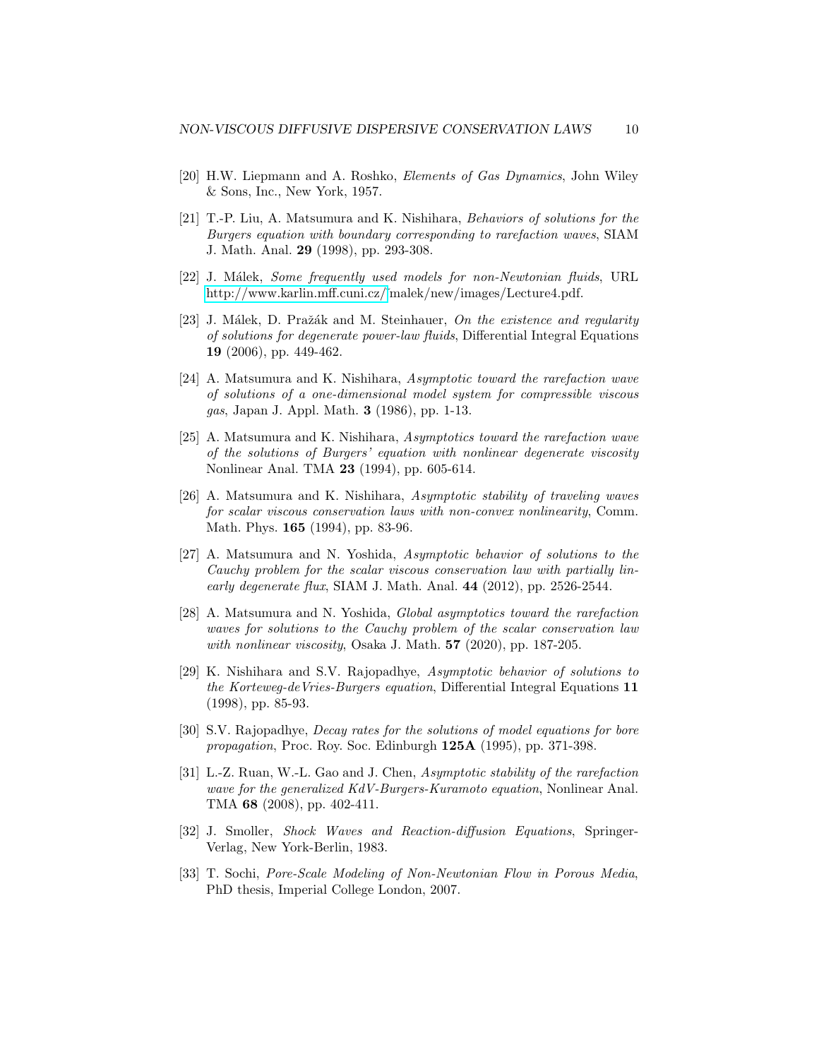[20] H.W. Liepmann and A. Roshko, *Elements of Gas Dynamics*, John Wiley & Sons, Inc., New York, 1957.

[21] T.-P. Liu, A. Matsumura and K. Nishihara, *Behaviors of solutions for the Burgers equation with boundary corresponding to rarefaction waves*, SIAM J. Math. Anal. **29** (1998), pp. 293-308.

[22] J. Málek, *Some frequently used models for non-Newtonian fluids*, URL http://www.karlin.mff.cuni.cz/~malek/new/images/Lecture4.pdf.

[23] J. Málek, D. Pražák and M. Steinhauer, *On the existence and regularity of solutions for degenerate power-law fluids*, Differential Integral Equations **19** (2006), pp. 449-462.

[24] A. Matsumura and K. Nishihara, *Asymptotic toward the rarefaction wave of solutions of a one-dimensional model system for compressible viscous gas*, Japan J. Appl. Math. **3** (1986), pp. 1-13.

[25] A. Matsumura and K. Nishihara, *Asymptotics toward the rarefaction wave of the solutions of Burgers' equation with nonlinear degenerate viscosity* Nonlinear Anal. TMA **23** (1994), pp. 605-614.

[26] A. Matsumura and K. Nishihara, *Asymptotic stability of traveling waves for scalar viscous conservation laws with non-convex nonlinearity*, Comm. Math. Phys. **165** (1994), pp. 83-96.

[27] A. Matsumura and N. Yoshida, *Asymptotic behavior of solutions to the Cauchy problem for the scalar viscous conservation law with partially linearly degenerate flux*, SIAM J. Math. Anal. **44** (2012), pp. 2526-2544.

[28] A. Matsumura and N. Yoshida, *Global asymptotics toward the rarefaction waves for solutions to the Cauchy problem of the scalar conservation law with nonlinear viscosity*, Osaka J. Math. **57** (2020), pp. 187-205.

[29] K. Nishihara and S.V. Rajopadhye, *Asymptotic behavior of solutions to the Korteweg-deVries-Burgers equation*, Differential Integral Equations **11** (1998), pp. 85-93.

[30] S.V. Rajopadhye, *Decay rates for the solutions of model equations for bore propagation*, Proc. Roy. Soc. Edinburgh **125A** (1995), pp. 371-398.

[31] L.-Z. Ruan, W.-L. Gao and J. Chen, *Asymptotic stability of the rarefaction wave for the generalized KdV-Burgers-Kuramoto equation*, Nonlinear Anal. TMA **68** (2008), pp. 402-411.

[32] J. Smoller, *Shock Waves and Reaction-diffusion Equations*, Springer-Verlag, New York-Berlin, 1983.

[33] T. Sochi, *Pore-Scale Modeling of Non-Newtonian Flow in Porous Media*, PhD thesis, Imperial College London, 2007.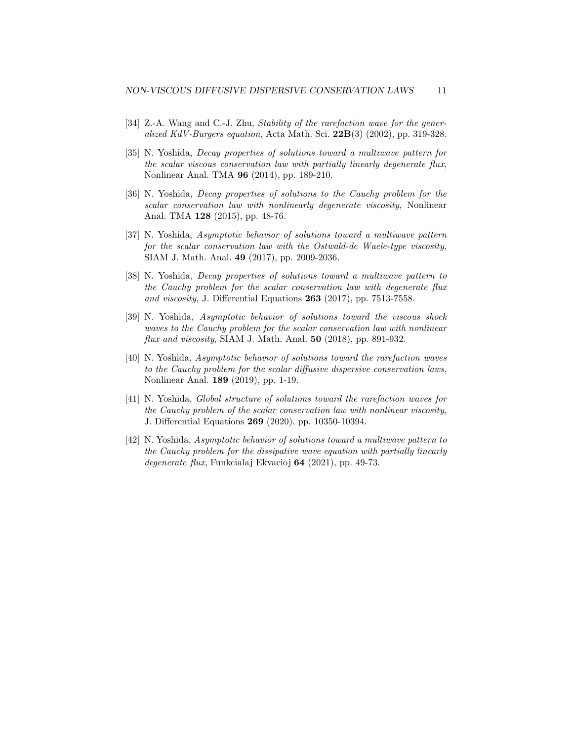[34] Z.-A. Wang and C.-J. Zhu, *Stability of the rarefaction wave for the generalized KdV-Burgers equation*, Acta Math. Sci. **22B**(3) (2002), pp. 319-328.

[35] N. Yoshida, *Decay properties of solutions toward a multiwave pattern for the scalar viscous conservation law with partially linearly degenerate flux*, Nonlinear Anal. TMA **96** (2014), pp. 189-210.

[36] N. Yoshida, *Decay properties of solutions to the Cauchy problem for the scalar conservation law with nonlinearly degenerate viscosity*, Nonlinear Anal. TMA **128** (2015), pp. 48-76.

[37] N. Yoshida, *Asymptotic behavior of solutions toward a multiwave pattern for the scalar conservation law with the Ostwald-de Waele-type viscosity*, SIAM J. Math. Anal. **49** (2017), pp. 2009-2036.

[38] N. Yoshida, *Decay properties of solutions toward a multiwave pattern to the Cauchy problem for the scalar conservation law with degenerate flux and viscosity*, J. Differential Equations **263** (2017), pp. 7513-7558.

[39] N. Yoshida, *Asymptotic behavior of solutions toward the viscous shock waves to the Cauchy problem for the scalar conservation law with nonlinear flux and viscosity*, SIAM J. Math. Anal. **50** (2018), pp. 891-932.

[40] N. Yoshida, *Asymptotic behavior of solutions toward the rarefaction waves to the Cauchy problem for the scalar diffusive dispersive conservation laws*, Nonlinear Anal. **189** (2019), pp. 1-19.

[41] N. Yoshida, *Global structure of solutions toward the rarefaction waves for the Cauchy problem of the scalar conservation law with nonlinear viscosity*, J. Differential Equations **269** (2020), pp. 10350-10394.

[42] N. Yoshida, *Asymptotic behavior of solutions toward a multiwave pattern to the Cauchy problem for the dissipative wave equation with partially linearly degenerate flux*, Funkcialaj Ekvacioj **64** (2021), pp. 49-73.